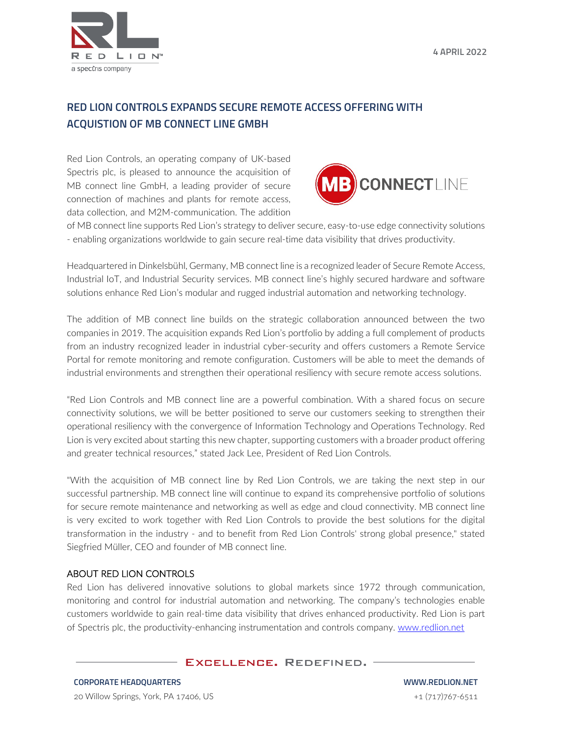4 APRIL 2022

# RED LION CONTROLS EXPANDS SECURE REMOTE ACCESS OFFERING WITH ACQUISTION OF MB CONNECT LINE GMBH

Red Lion Controls, an operating company of UK-based Spectris plc, is pleased to announce the acquisition of MB connect line GmbH, a leading provider of secure connection of machines and plants for remote access, data collection, and M2M-communication. The addition of MB connect line supports Red Lion's strategy to deliver secure, easy-to-use edge connectivity solutions - enabling organizations worldwide to gain secure real-time data visibility that drives productivity.

Headquartered in Dinkelsbühl, Germany, MB connect line is a recognized leader of Secure Remote Access, Industrial IoT, and Industrial Security services. MB connect line's highly secured hardware and software solutions enhance Red Lion's modular and rugged industrial automation and networking technology.

The addition of MB connect line builds on the strategic collaboration announced between the two companies in 2019. The acquisition expands Red Lion's portfolio by adding a full complement of products from an industry recognized leader in industrial cyber-security and offers customers a Remote Service Portal for remote monitoring and remote configuration. Customers will be able to meet the demands of industrial environments and strengthen their operational resiliency with secure remote access solutions.

"Red Lion Controls and MB connect line are a powerful combination. With a shared focus on secure connectivity solutions, we will be better positioned to serve our customers seeking to strengthen their operational resiliency with the convergence of Information Technology and Operations Technology. Red Lion is very excited about starting this new chapter, supporting customers with a broader product offering and greater technical resources," stated Jack Lee, President of Red Lion Controls.

"With the acquisition of MB connect line by Red Lion Controls, we are taking the next step in our successful partnership. MB connect line will continue to expand its comprehensive portfolio of solutions for secure remote maintenance and networking as well as edge and cloud connectivity. MB connect line is very excited to work together with Red Lion Controls to provide the best solutions for the digital transformation in the industry - and to benefit from Red Lion Controls' strong global presence," stated Siegfried Müller, CEO and founder of MB connect line.

## ABOUT RED LION CONTROLS

Red Lion has delivered innovative solutions to global markets since 1972 through communication, monitoring and control for industrial automation and networking. The company's technologies enable customers worldwide to gain real-time data visibility that drives enhanced productivity. Red Lion is part of Spectris plc, the productivity-enhancing instrumentation and controls company. www.redlion.net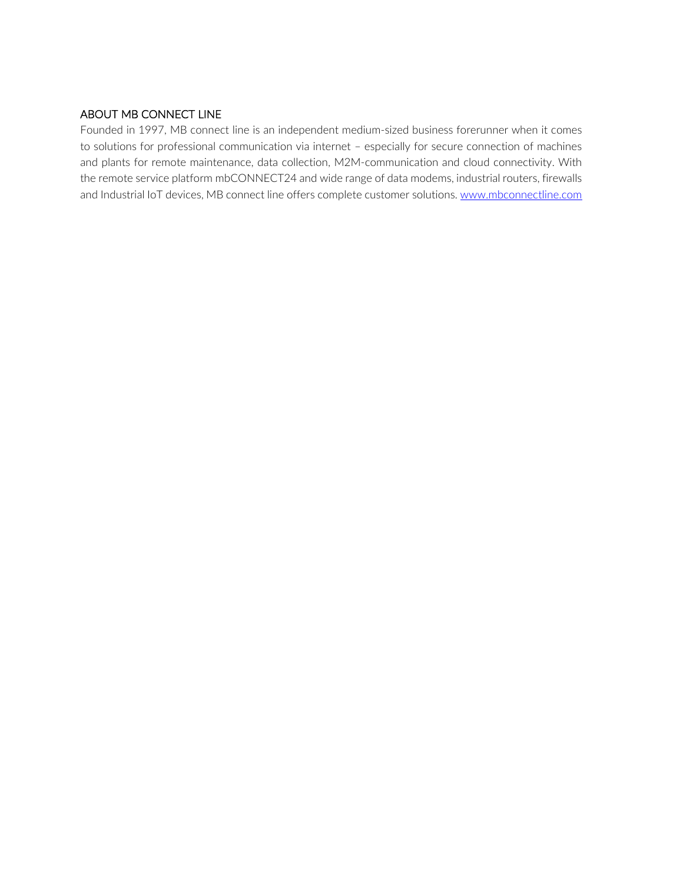## ABOUT MB CONNECT LINE

Founded in 1997, MB connect line is an independent medium-sized business forerunner when it comes to solutions for professional communication via internet – especially for secure connection of machines and plants for remote maintenance, data collection, M2M-communication and cloud connectivity. With the remote service platform mbCONNECT24 and wide range of data modems, industrial routers, firewalls and Industrial IoT devices, MB connect line offers complete customer solutions. www.mbconnectline.com